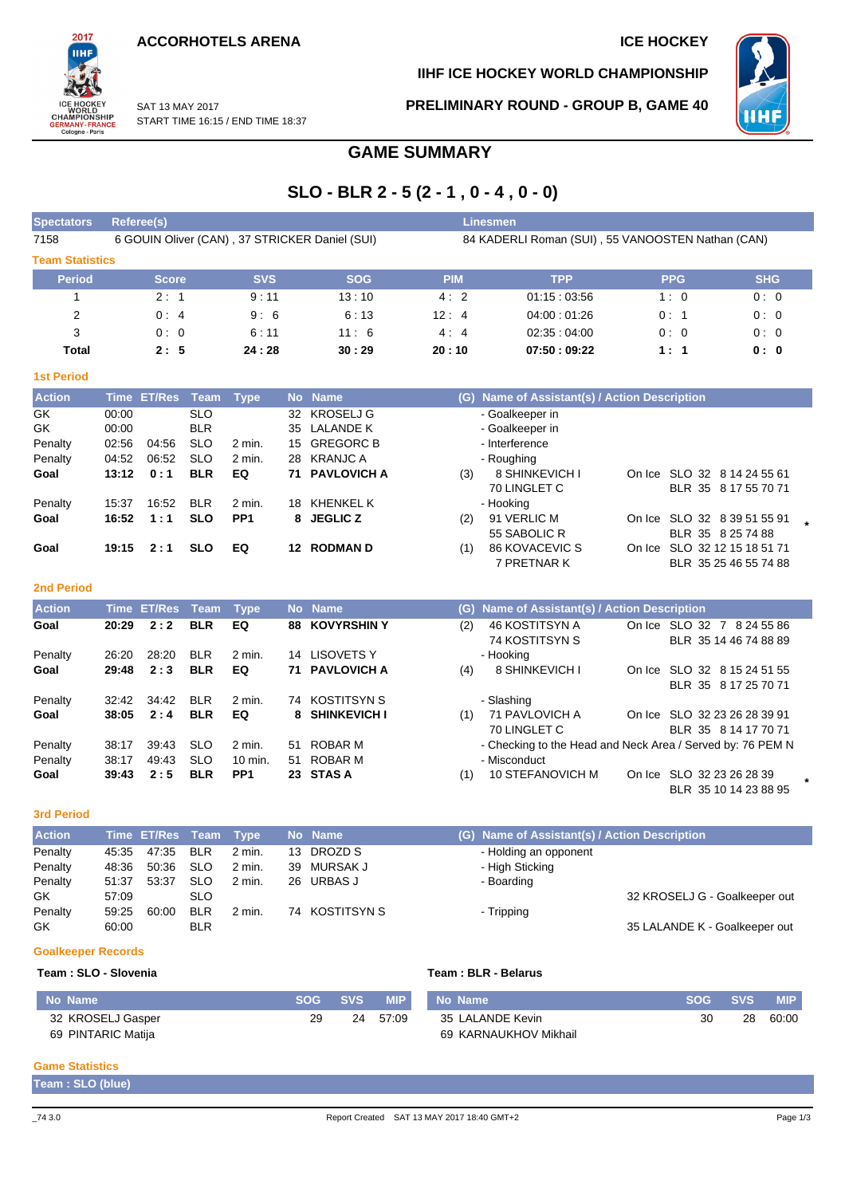ACCORHOTELS ARENA

ICE HOCKEY

IIHF ICE HOCKEY WORLD CHAMPIONSHIP

SAT 13 MAY 2017
START TIME 16:15 / END TIME 18:37

PRELIMINARY ROUND - GROUP B, GAME 40

# GAME SUMMARY

## SLO - BLR 2 - 5 (2 - 1 , 0 - 4 , 0 - 0)

| Spectators | Referee(s) | Linesmen |
|---|---|---|
| 7158 | 6 GOUIN Oliver (CAN) , 37 STRICKER Daniel (SUI) | 84 KADERLI Roman (SUI) , 55 VANOOSTEN Nathan (CAN) |

### Team Statistics

| Period | Score | SVS | SOG | PIM | TPP | PPG | SHG |
|---|---|---|---|---|---|---|---|
| 1 | 2 : 1 | 9 : 11 | 13 : 10 | 4 : 2 | 01:15 : 03:56 | 1 : 0 | 0 : 0 |
| 2 | 0 : 4 | 9 : 6 | 6 : 13 | 12 : 4 | 04:00 : 01:26 | 0 : 1 | 0 : 0 |
| 3 | 0 : 0 | 6 : 11 | 11 : 6 | 4 : 4 | 02:35 : 04:00 | 0 : 0 | 0 : 0 |
| **Total** | **2 : 5** | **24 : 28** | **30 : 29** | **20 : 10** | **07:50 : 09:22** | **1 : 1** | **0 : 0** |

### 1st Period

| Action | Time | ET/Res | Team | Type | No | Name | (G) | Name of Assistant(s) / Action Description | |
|---|---|---|---|---|---|---|---|---|---|
| GK | 00:00 | | SLO | | 32 | KROSELJ G | | - Goalkeeper in | |
| GK | 00:00 | | BLR | | 35 | LALANDE K | | - Goalkeeper in | |
| Penalty | 02:56 | 04:56 | SLO | 2 min. | 15 | GREGORC B | | - Interference | |
| Penalty | 04:52 | 06:52 | SLO | 2 min. | 28 | KRANJC A | | - Roughing | |
| **Goal** | **13:12** | **0 : 1** | **BLR** | **EQ** | **71** | **PAVLOVICH A** | (3) | 8 SHINKEVICH I<br>70 LINGLET C | On Ice SLO 32 8 14 24 55 61<br>BLR 35 8 17 55 70 71 |
| Penalty | 15:37 | 16:52 | BLR | 2 min. | 18 | KHENKEL K | | - Hooking | |
| **Goal** | **16:52** | **1 : 1** | **SLO** | **PP1** | **8** | **JEGLIC Z** | (2) | 91 VERLIC M<br>55 SABOLIC R | On Ice SLO 32 8 39 51 55 91<br>BLR 35 8 25 74 88 * |
| **Goal** | **19:15** | **2 : 1** | **SLO** | **EQ** | **12** | **RODMAN D** | (1) | 86 KOVACEVIC S<br>7 PRETNAR K | On Ice SLO 32 12 15 18 51 71<br>BLR 35 25 46 55 74 88 |

### 2nd Period

| Action | Time | ET/Res | Team | Type | No | Name | (G) | Name of Assistant(s) / Action Description | |
|---|---|---|---|---|---|---|---|---|---|
| **Goal** | **20:29** | **2 : 2** | **BLR** | **EQ** | **88** | **KOVYRSHIN Y** | (2) | 46 KOSTITSYN A<br>74 KOSTITSYN S | On Ice SLO 32 7 8 24 55 86<br>BLR 35 14 46 74 88 89 |
| Penalty | 26:20 | 28:20 | BLR | 2 min. | 14 | LISOVETS Y | | - Hooking | |
| **Goal** | **29:48** | **2 : 3** | **BLR** | **EQ** | **71** | **PAVLOVICH A** | (4) | 8 SHINKEVICH I | On Ice SLO 32 8 15 24 51 55<br>BLR 35 8 17 25 70 71 |
| Penalty | 32:42 | 34:42 | BLR | 2 min. | 74 | KOSTITSYN S | | - Slashing | |
| **Goal** | **38:05** | **2 : 4** | **BLR** | **EQ** | **8** | **SHINKEVICH I** | (1) | 71 PAVLOVICH A<br>70 LINGLET C | On Ice SLO 32 23 26 28 39 91<br>BLR 35 8 14 17 70 71 |
| Penalty | 38:17 | 39:43 | SLO | 2 min. | 51 | ROBAR M | | - Checking to the Head and Neck Area / Served by: 76 PEM N | |
| Penalty | 38:17 | 49:43 | SLO | 10 min. | 51 | ROBAR M | | - Misconduct | |
| **Goal** | **39:43** | **2 : 5** | **BLR** | **PP1** | **23** | **STAS A** | (1) | 10 STEFANOVICH M | On Ice SLO 32 23 26 28 39<br>BLR 35 10 14 23 88 95 * |

### 3rd Period

| Action | Time | ET/Res | Team | Type | No | Name | (G) | Name of Assistant(s) / Action Description | |
|---|---|---|---|---|---|---|---|---|---|
| Penalty | 45:35 | 47:35 | BLR | 2 min. | 13 | DROZD S | | - Holding an opponent | |
| Penalty | 48:36 | 50:36 | SLO | 2 min. | 39 | MURSAK J | | - High Sticking | |
| Penalty | 51:37 | 53:37 | SLO | 2 min. | 26 | URBAS J | | - Boarding | |
| GK | 57:09 | | SLO | | | | | | 32 KROSELJ G - Goalkeeper out |
| Penalty | 59:25 | 60:00 | BLR | 2 min. | 74 | KOSTITSYN S | | - Tripping | |
| GK | 60:00 | | BLR | | | | | | 35 LALANDE K - Goalkeeper out |

### Goalkeeper Records

**Team : SLO - Slovenia**

| No Name | SOG | SVS | MIP |
|---|---|---|---|
| 32 KROSELJ Gasper | 29 | 24 | 57:09 |
| 69 PINTARIC Matija | | | |

**Team : BLR - Belarus**

| No Name | SOG | SVS | MIP |
|---|---|---|---|
| 35 LALANDE Kevin | 30 | 28 | 60:00 |
| 69 KARNAUKHOV Mikhail | | | |

### Game Statistics

**Team : SLO (blue)**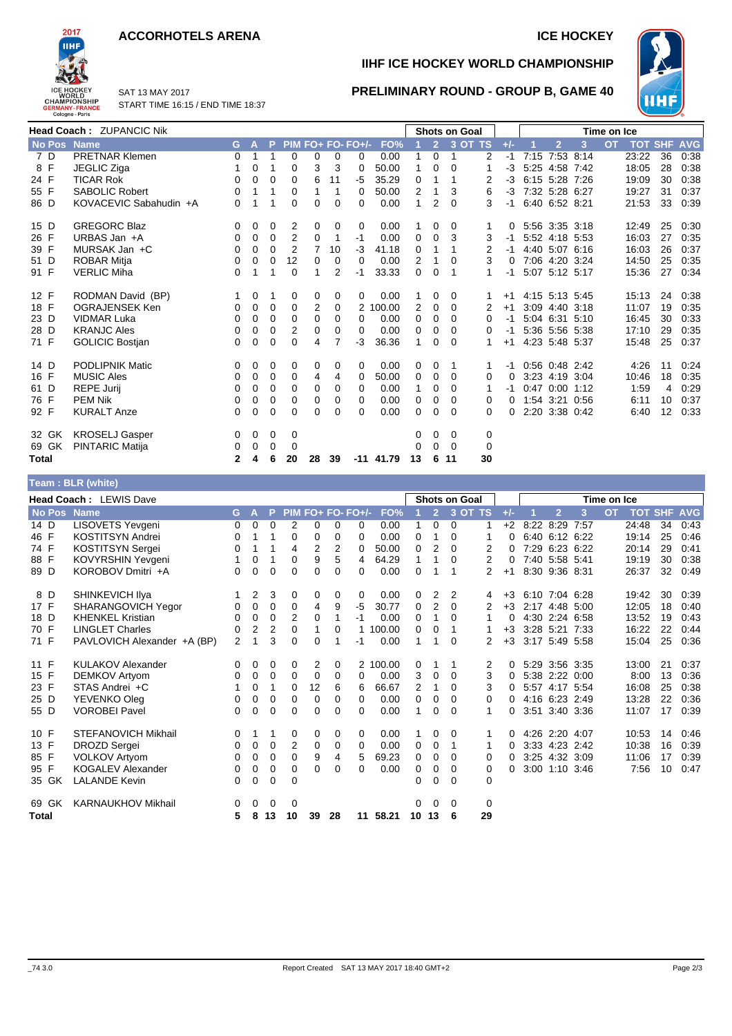**ACCORHOTELS ARENA**

**ICE HOCKEY**

## IIHF ICE HOCKEY WORLD CHAMPIONSHIP

SAT 13 MAY 2017
START TIME 16:15 / END TIME 18:37

### PRELIMINARY ROUND - GROUP B, GAME 40

**Head Coach : ZUPANCIC Nik**

| No | Pos | Name | G | A | P | PIM | FO+ | FO- | FO+/- | FO% | SOG 1 | SOG 2 | SOG 3 | SOG OT | SOG TS | +/- | TOI 1 | TOI 2 | TOI 3 | TOI OT | TOT | SHF | AVG |
|---|---|---|---|---|---|---|---|---|---|---|---|---|---|---|---|---|---|---|---|---|---|---|---|
| 7 | D | PRETNAR Klemen | 0 | 1 | 1 | 0 | 0 | 0 | 0 | 0.00 | 1 | 0 | 1 | | 2 | -1 | 7:15 | 7:53 | 8:14 | | 23:22 | 36 | 0:38 |
| 8 | F | JEGLIC Ziga | 1 | 0 | 1 | 0 | 3 | 3 | 0 | 50.00 | 1 | 0 | 0 | | 1 | -3 | 5:25 | 4:58 | 7:42 | | 18:05 | 28 | 0:38 |
| 24 | F | TICAR Rok | 0 | 0 | 0 | 0 | 6 | 11 | -5 | 35.29 | 0 | 1 | 1 | | 2 | -3 | 6:15 | 5:28 | 7:26 | | 19:09 | 30 | 0:38 |
| 55 | F | SABOLIC Robert | 0 | 1 | 1 | 0 | 1 | 1 | 0 | 50.00 | 2 | 1 | 3 | | 6 | -3 | 7:32 | 5:28 | 6:27 | | 19:27 | 31 | 0:37 |
| 86 | D | KOVACEVIC Sabahudin +A | 0 | 1 | 1 | 0 | 0 | 0 | 0 | 0.00 | 1 | 2 | 0 | | 3 | -1 | 6:40 | 6:52 | 8:21 | | 21:53 | 33 | 0:39 |
| 15 | D | GREGORC Blaz | 0 | 0 | 0 | 2 | 0 | 0 | 0 | 0.00 | 1 | 0 | 0 | | 1 | 0 | 5:56 | 3:35 | 3:18 | | 12:49 | 25 | 0:30 |
| 26 | F | URBAS Jan +A | 0 | 0 | 0 | 2 | 0 | 1 | -1 | 0.00 | 0 | 0 | 3 | | 3 | -1 | 5:52 | 4:18 | 5:53 | | 16:03 | 27 | 0:35 |
| 39 | F | MURSAK Jan +C | 0 | 0 | 0 | 2 | 7 | 10 | -3 | 41.18 | 0 | 1 | 1 | | 2 | -1 | 4:40 | 5:07 | 6:16 | | 16:03 | 26 | 0:37 |
| 51 | D | ROBAR Mitja | 0 | 0 | 0 | 12 | 0 | 0 | 0 | 0.00 | 2 | 1 | 0 | | 3 | 0 | 7:06 | 4:20 | 3:24 | | 14:50 | 25 | 0:35 |
| 91 | F | VERLIC Miha | 0 | 1 | 1 | 0 | 1 | 2 | -1 | 33.33 | 0 | 0 | 1 | | 1 | -1 | 5:07 | 5:12 | 5:17 | | 15:36 | 27 | 0:34 |
| 12 | F | RODMAN David (BP) | 1 | 0 | 1 | 0 | 0 | 0 | 0 | 0.00 | 1 | 0 | 0 | | 1 | +1 | 4:15 | 5:13 | 5:45 | | 15:13 | 24 | 0:38 |
| 18 | F | OGRAJENSEK Ken | 0 | 0 | 0 | 0 | 2 | 0 | 2 | 100.00 | 2 | 0 | 0 | | 2 | +1 | 3:09 | 4:40 | 3:18 | | 11:07 | 19 | 0:35 |
| 23 | D | VIDMAR Luka | 0 | 0 | 0 | 0 | 0 | 0 | 0 | 0.00 | 0 | 0 | 0 | | 0 | -1 | 5:04 | 6:31 | 5:10 | | 16:45 | 30 | 0:33 |
| 28 | D | KRANJC Ales | 0 | 0 | 0 | 2 | 0 | 0 | 0 | 0.00 | 0 | 0 | 0 | | 0 | -1 | 5:36 | 5:56 | 5:38 | | 17:10 | 29 | 0:35 |
| 71 | F | GOLICIC Bostjan | 0 | 0 | 0 | 0 | 4 | 7 | -3 | 36.36 | 1 | 0 | 0 | | 1 | +1 | 4:23 | 5:48 | 5:37 | | 15:48 | 25 | 0:37 |
| 14 | D | PODLIPNIK Matic | 0 | 0 | 0 | 0 | 0 | 0 | 0 | 0.00 | 0 | 0 | 1 | | 1 | -1 | 0:56 | 0:48 | 2:42 | | 4:26 | 11 | 0:24 |
| 16 | F | MUSIC Ales | 0 | 0 | 0 | 0 | 4 | 4 | 0 | 50.00 | 0 | 0 | 0 | | 0 | 0 | 3:23 | 4:19 | 3:04 | | 10:46 | 18 | 0:35 |
| 61 | D | REPE Jurij | 0 | 0 | 0 | 0 | 0 | 0 | 0 | 0.00 | 1 | 0 | 0 | | 1 | -1 | 0:47 | 0:00 | 1:12 | | 1:59 | 4 | 0:29 |
| 76 | F | PEM Nik | 0 | 0 | 0 | 0 | 0 | 0 | 0 | 0.00 | 0 | 0 | 0 | | 0 | 0 | 1:54 | 3:21 | 0:56 | | 6:11 | 10 | 0:37 |
| 92 | F | KURALT Anze | 0 | 0 | 0 | 0 | 0 | 0 | 0 | 0.00 | 0 | 0 | 0 | | 0 | 0 | 2:20 | 3:38 | 0:42 | | 6:40 | 12 | 0:33 |
| 32 | GK | KROSELJ Gasper | 0 | 0 | 0 | 0 | | | | | 0 | 0 | 0 | | 0 | | | | | | | | |
| 69 | GK | PINTARIC Matija | 0 | 0 | 0 | 0 | | | | | 0 | 0 | 0 | | 0 | | | | | | | | |
| **Total** | | | **2** | **4** | **6** | **20** | **28** | **39** | **-11** | **41.79** | **13** | **6** | **11** | | **30** | | | | | | | | |

**Team : BLR (white)**

**Head Coach : LEWIS Dave**

| No | Pos | Name | G | A | P | PIM | FO+ | FO- | FO+/- | FO% | SOG 1 | SOG 2 | SOG 3 | SOG OT | SOG TS | +/- | TOI 1 | TOI 2 | TOI 3 | TOI OT | TOT | SHF | AVG |
|---|---|---|---|---|---|---|---|---|---|---|---|---|---|---|---|---|---|---|---|---|---|---|---|
| 14 | D | LISOVETS Yevgeni | 0 | 0 | 0 | 2 | 0 | 0 | 0 | 0.00 | 1 | 0 | 0 | | 1 | +2 | 8:22 | 8:29 | 7:57 | | 24:48 | 34 | 0:43 |
| 46 | F | KOSTITSYN Andrei | 0 | 1 | 1 | 0 | 0 | 0 | 0 | 0.00 | 0 | 1 | 0 | | 1 | 0 | 6:40 | 6:12 | 6:22 | | 19:14 | 25 | 0:46 |
| 74 | F | KOSTITSYN Sergei | 0 | 1 | 1 | 4 | 2 | 2 | 0 | 50.00 | 0 | 2 | 0 | | 2 | 0 | 7:29 | 6:23 | 6:22 | | 20:14 | 29 | 0:41 |
| 88 | F | KOVYRSHIN Yevgeni | 1 | 0 | 1 | 0 | 9 | 5 | 4 | 64.29 | 1 | 1 | 0 | | 2 | 0 | 7:40 | 5:58 | 5:41 | | 19:19 | 30 | 0:38 |
| 89 | D | KOROBOV Dmitri +A | 0 | 0 | 0 | 0 | 0 | 0 | 0 | 0.00 | 0 | 1 | 1 | | 2 | +1 | 8:30 | 9:36 | 8:31 | | 26:37 | 32 | 0:49 |
| 8 | D | SHINKEVICH Ilya | 1 | 2 | 3 | 0 | 0 | 0 | 0 | 0.00 | 0 | 2 | 2 | | 4 | +3 | 6:10 | 7:04 | 6:28 | | 19:42 | 30 | 0:39 |
| 17 | F | SHARANGOVICH Yegor | 0 | 0 | 0 | 0 | 4 | 9 | -5 | 30.77 | 0 | 2 | 0 | | 2 | +3 | 2:17 | 4:48 | 5:00 | | 12:05 | 18 | 0:40 |
| 18 | D | KHENKEL Kristian | 0 | 0 | 0 | 2 | 0 | 1 | -1 | 0.00 | 0 | 1 | 0 | | 1 | 0 | 4:30 | 2:24 | 6:58 | | 13:52 | 19 | 0:43 |
| 70 | F | LINGLET Charles | 0 | 2 | 2 | 0 | 1 | 0 | 1 | 100.00 | 0 | 0 | 1 | | 1 | +3 | 3:28 | 5:21 | 7:33 | | 16:22 | 22 | 0:44 |
| 71 | F | PAVLOVICH Alexander +A (BP) | 2 | 1 | 3 | 0 | 0 | 1 | -1 | 0.00 | 1 | 1 | 0 | | 2 | +3 | 3:17 | 5:49 | 5:58 | | 15:04 | 25 | 0:36 |
| 11 | F | KULAKOV Alexander | 0 | 0 | 0 | 0 | 2 | 0 | 2 | 100.00 | 0 | 1 | 1 | | 2 | 0 | 5:29 | 3:56 | 3:35 | | 13:00 | 21 | 0:37 |
| 15 | F | DEMKOV Artyom | 0 | 0 | 0 | 0 | 0 | 0 | 0 | 0.00 | 3 | 0 | 0 | | 3 | 0 | 5:38 | 2:22 | 0:00 | | 8:00 | 13 | 0:36 |
| 23 | F | STAS Andrei +C | 1 | 0 | 1 | 0 | 12 | 6 | 6 | 66.67 | 2 | 1 | 0 | | 3 | 0 | 5:57 | 4:17 | 5:54 | | 16:08 | 25 | 0:38 |
| 25 | D | YEVENKO Oleg | 0 | 0 | 0 | 0 | 0 | 0 | 0 | 0.00 | 0 | 0 | 0 | | 0 | 0 | 4:16 | 6:23 | 2:49 | | 13:28 | 22 | 0:36 |
| 55 | D | VOROBEI Pavel | 0 | 0 | 0 | 0 | 0 | 0 | 0 | 0.00 | 1 | 0 | 0 | | 1 | 0 | 3:51 | 3:40 | 3:36 | | 11:07 | 17 | 0:39 |
| 10 | F | STEFANOVICH Mikhail | 0 | 1 | 1 | 0 | 0 | 0 | 0 | 0.00 | 1 | 0 | 0 | | 1 | 0 | 4:26 | 2:20 | 4:07 | | 10:53 | 14 | 0:46 |
| 13 | F | DROZD Sergei | 0 | 0 | 0 | 2 | 0 | 0 | 0 | 0.00 | 0 | 0 | 1 | | 1 | 0 | 3:33 | 4:23 | 2:42 | | 10:38 | 16 | 0:39 |
| 85 | F | VOLKOV Artyom | 0 | 0 | 0 | 0 | 9 | 4 | 5 | 69.23 | 0 | 0 | 0 | | 0 | 0 | 3:25 | 4:32 | 3:09 | | 11:06 | 17 | 0:39 |
| 95 | F | KOGALEV Alexander | 0 | 0 | 0 | 0 | 0 | 0 | 0 | 0.00 | 0 | 0 | 0 | | 0 | 0 | 3:00 | 1:10 | 3:46 | | 7:56 | 10 | 0:47 |
| 35 | GK | LALANDE Kevin | 0 | 0 | 0 | 0 | | | | | 0 | 0 | 0 | | 0 | | | | | | | | |
| 69 | GK | KARNAUKHOV Mikhail | 0 | 0 | 0 | 0 | | | | | 0 | 0 | 0 | | 0 | | | | | | | | |
| **Total** | | | **5** | **8** | **13** | **10** | **39** | **28** | **11** | **58.21** | **10** | **13** | **6** | | **29** | | | | | | | | |

_74 3.0 Report Created SAT 13 MAY 2017 18:40 GMT+2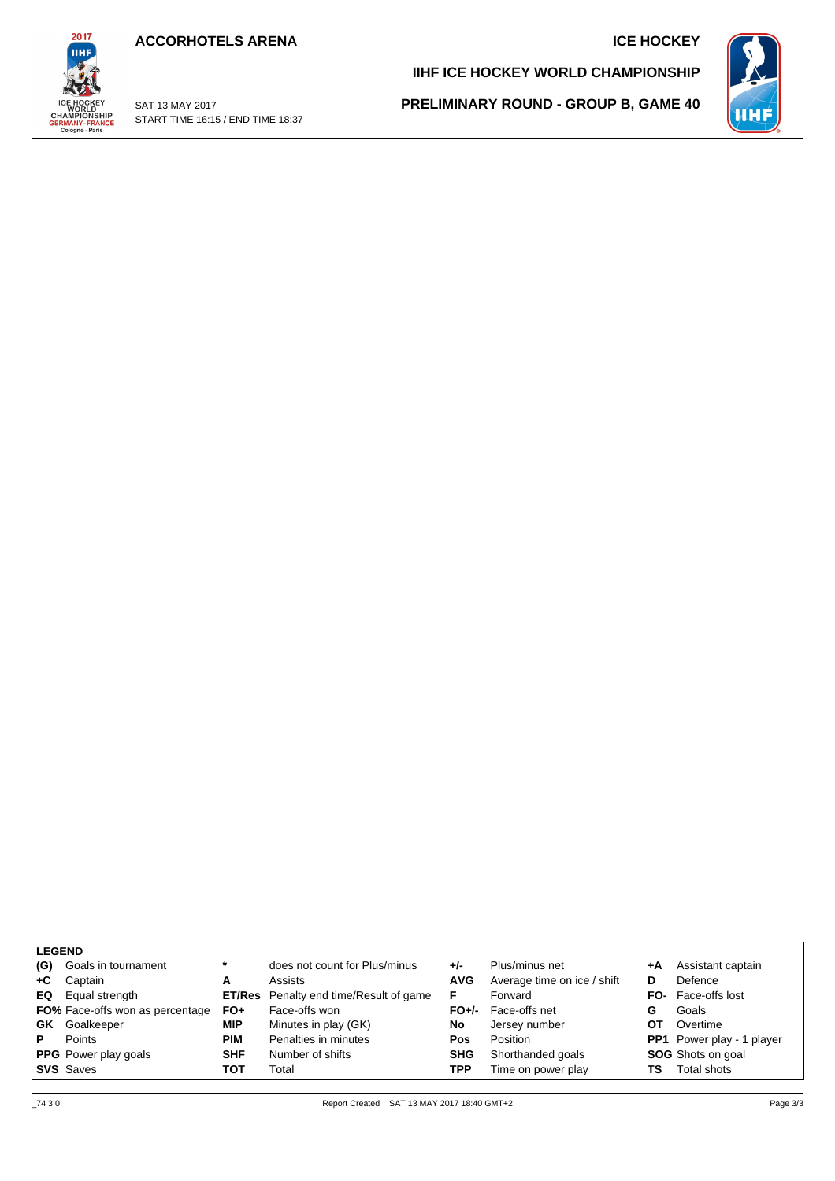**ACCORHOTELS ARENA**

**ICE HOCKEY**

**IIHF ICE HOCKEY WORLD CHAMPIONSHIP**

SAT 13 MAY 2017
START TIME 16:15 / END TIME 18:37

**PRELIMINARY ROUND - GROUP B, GAME 40**

**LEGEND**

| | | | | | | | |
|---|---|---|---|---|---|---|---|
| **(G)** | Goals in tournament | **\*** | does not count for Plus/minus | **+/-** | Plus/minus net | **+A** | Assistant captain |
| **+C** | Captain | **A** | Assists | **AVG** | Average time on ice / shift | **D** | Defence |
| **EQ** | Equal strength | **ET/Res** | Penalty end time/Result of game | **F** | Forward | **FO-** | Face-offs lost |
| **FO%** | Face-offs won as percentage | **FO+** | Face-offs won | **FO+/-** | Face-offs net | **G** | Goals |
| **GK** | Goalkeeper | **MIP** | Minutes in play (GK) | **No** | Jersey number | **OT** | Overtime |
| **P** | Points | **PIM** | Penalties in minutes | **Pos** | Position | **PP1** | Power play - 1 player |
| **PPG** | Power play goals | **SHF** | Number of shifts | **SHG** | Shorthanded goals | **SOG** | Shots on goal |
| **SVS** | Saves | **TOT** | Total | **TPP** | Time on power play | **TS** | Total shots |

_74 3.0

Report Created SAT 13 MAY 2017 18:40 GMT+2